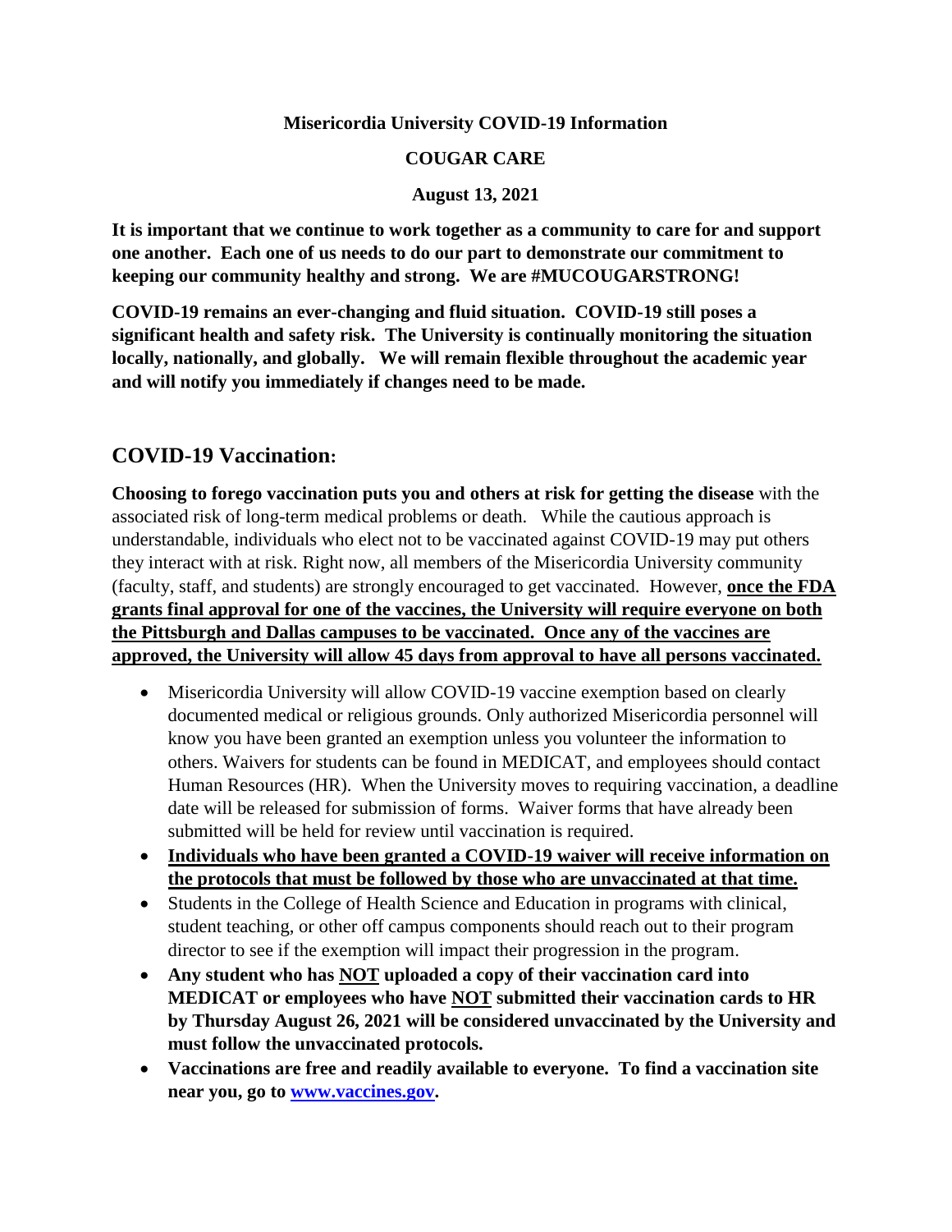**Misericordia University COVID-19 Information**

**COUGAR CARE**

**August 13, 2021**

**It is important that we continue to work together as a community to care for and support one another. Each one of us needs to do our part to demonstrate our commitment to keeping our community healthy and strong. We are #MUCOUGARSTRONG!**

**COVID-19 remains an ever-changing and fluid situation. COVID-19 still poses a significant health and safety risk. The University is continually monitoring the situation locally, nationally, and globally. We will remain flexible throughout the academic year and will notify you immediately if changes need to be made.**

## COVID-19 Vaccination:

**Choosing to forego vaccination puts you and others at risk for getting the disease** with the associated risk of long-term medical problems or death. While the cautious approach is understandable, individuals who elect not to be vaccinated against COVID-19 may put others they interact with at risk. Right now, all members of the Misericordia University community (faculty, staff, and students) are strongly encouraged to get vaccinated. However, **once the FDA grants final approval for one of the vaccines, the University will require everyone on both the Pittsburgh and Dallas campuses to be vaccinated. Once any of the vaccines are approved, the University will allow 45 days from approval to have all persons vaccinated.**

- Misericordia University will allow COVID-19 vaccine exemption based on clearly documented medical or religious grounds. Only authorized Misericordia personnel will know you have been granted an exemption unless you volunteer the information to others. Waivers for students can be found in MEDICAT, and employees should contact Human Resources (HR). When the University moves to requiring vaccination, a deadline date will be released for submission of forms. Waiver forms that have already been submitted will be held for review until vaccination is required.
- **Individuals who have been granted a COVID-19 waiver will receive information on the protocols that must be followed by those who are unvaccinated at that time.**
- Students in the College of Health Science and Education in programs with clinical, student teaching, or other off campus components should reach out to their program director to see if the exemption will impact their progression in the program.
- **Any student who has NOT uploaded a copy of their vaccination card into MEDICAT or employees who have NOT submitted their vaccination cards to HR by Thursday August 26, 2021 will be considered unvaccinated by the University and must follow the unvaccinated protocols.**
- **Vaccinations are free and readily available to everyone. To find a vaccination site near you, go to www.vaccines.gov.**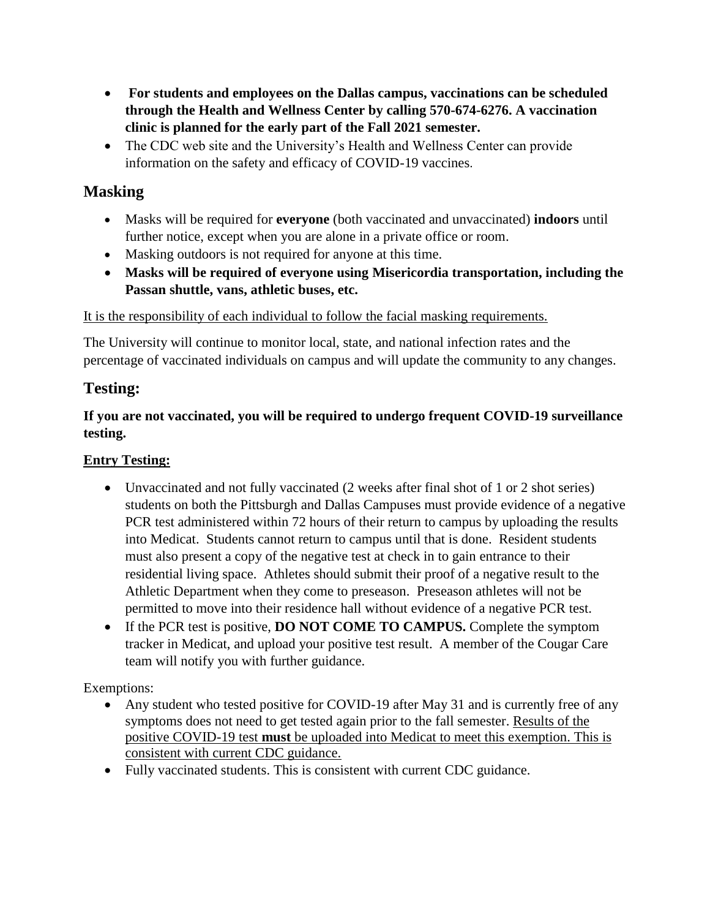- **For students and employees on the Dallas campus, vaccinations can be scheduled through the Health and Wellness Center by calling 570-674-6276. A vaccination clinic is planned for the early part of the Fall 2021 semester.**
- The CDC web site and the University's Health and Wellness Center can provide information on the safety and efficacy of COVID-19 vaccines.

## Masking

- Masks will be required for **everyone** (both vaccinated and unvaccinated) **indoors** until further notice, except when you are alone in a private office or room.
- Masking outdoors is not required for anyone at this time.
- **Masks will be required of everyone using Misericordia transportation, including the Passan shuttle, vans, athletic buses, etc.**

<u>It is the responsibility of each individual to follow the facial masking requirements.</u>

The University will continue to monitor local, state, and national infection rates and the percentage of vaccinated individuals on campus and will update the community to any changes.

## Testing:

**If you are not vaccinated, you will be required to undergo frequent COVID-19 surveillance testing.**

**<u>Entry Testing:</u>**

- Unvaccinated and not fully vaccinated (2 weeks after final shot of 1 or 2 shot series) students on both the Pittsburgh and Dallas Campuses must provide evidence of a negative PCR test administered within 72 hours of their return to campus by uploading the results into Medicat. Students cannot return to campus until that is done. Resident students must also present a copy of the negative test at check in to gain entrance to their residential living space. Athletes should submit their proof of a negative result to the Athletic Department when they come to preseason. Preseason athletes will not be permitted to move into their residence hall without evidence of a negative PCR test.
- If the PCR test is positive, **DO NOT COME TO CAMPUS.** Complete the symptom tracker in Medicat, and upload your positive test result. A member of the Cougar Care team will notify you with further guidance.

Exemptions:

- Any student who tested positive for COVID-19 after May 31 and is currently free of any symptoms does not need to get tested again prior to the fall semester. <u>Results of the positive COVID-19 test **must** be uploaded into Medicat to meet this exemption. This is consistent with current CDC guidance.</u>
- Fully vaccinated students. This is consistent with current CDC guidance.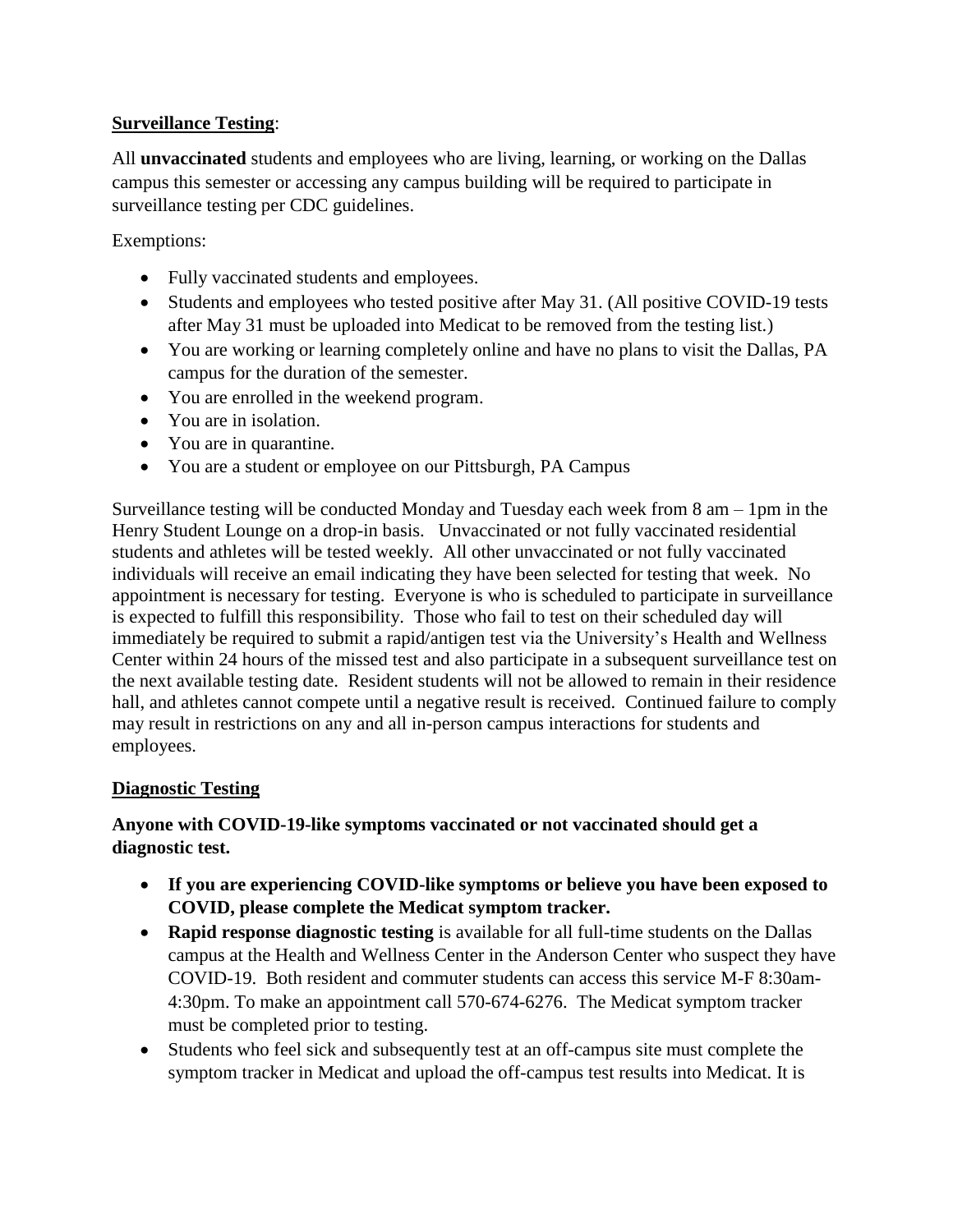**Surveillance Testing**:

All **unvaccinated** students and employees who are living, learning, or working on the Dallas campus this semester or accessing any campus building will be required to participate in surveillance testing per CDC guidelines.

Exemptions:

- Fully vaccinated students and employees.
- Students and employees who tested positive after May 31. (All positive COVID-19 tests after May 31 must be uploaded into Medicat to be removed from the testing list.)
- You are working or learning completely online and have no plans to visit the Dallas, PA campus for the duration of the semester.
- You are enrolled in the weekend program.
- You are in isolation.
- You are in quarantine.
- You are a student or employee on our Pittsburgh, PA Campus

Surveillance testing will be conducted Monday and Tuesday each week from 8 am – 1pm in the Henry Student Lounge on a drop-in basis. Unvaccinated or not fully vaccinated residential students and athletes will be tested weekly. All other unvaccinated or not fully vaccinated individuals will receive an email indicating they have been selected for testing that week. No appointment is necessary for testing. Everyone is who is scheduled to participate in surveillance is expected to fulfill this responsibility. Those who fail to test on their scheduled day will immediately be required to submit a rapid/antigen test via the University's Health and Wellness Center within 24 hours of the missed test and also participate in a subsequent surveillance test on the next available testing date. Resident students will not be allowed to remain in their residence hall, and athletes cannot compete until a negative result is received. Continued failure to comply may result in restrictions on any and all in-person campus interactions for students and employees.

**Diagnostic Testing**

**Anyone with COVID-19-like symptoms vaccinated or not vaccinated should get a diagnostic test.**

- **If you are experiencing COVID-like symptoms or believe you have been exposed to COVID, please complete the Medicat symptom tracker.**
- **Rapid response diagnostic testing** is available for all full-time students on the Dallas campus at the Health and Wellness Center in the Anderson Center who suspect they have COVID-19. Both resident and commuter students can access this service M-F 8:30am-4:30pm. To make an appointment call 570-674-6276. The Medicat symptom tracker must be completed prior to testing.
- Students who feel sick and subsequently test at an off-campus site must complete the symptom tracker in Medicat and upload the off-campus test results into Medicat. It is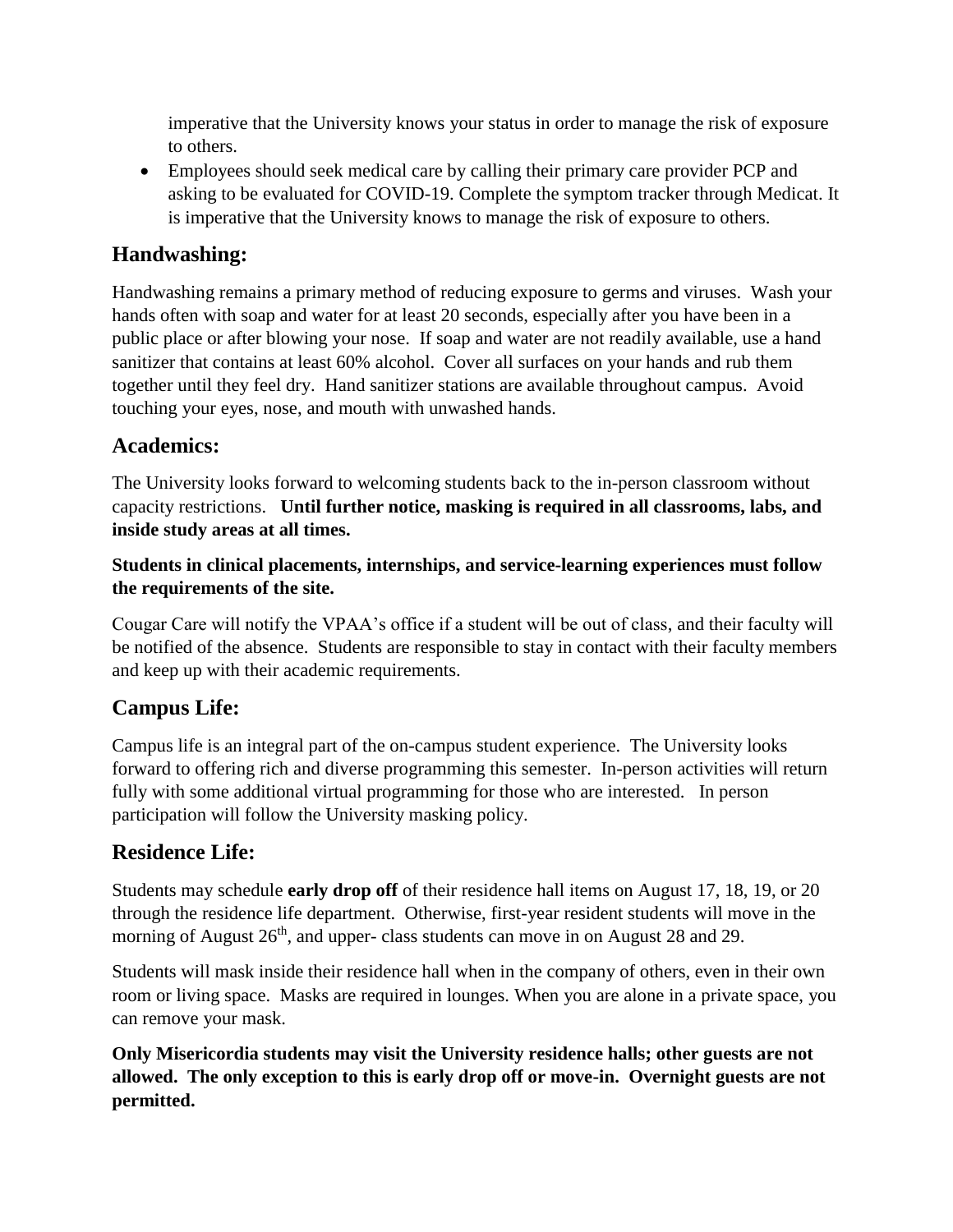imperative that the University knows your status in order to manage the risk of exposure to others.

- Employees should seek medical care by calling their primary care provider PCP and asking to be evaluated for COVID-19. Complete the symptom tracker through Medicat. It is imperative that the University knows to manage the risk of exposure to others.

## Handwashing:

Handwashing remains a primary method of reducing exposure to germs and viruses. Wash your hands often with soap and water for at least 20 seconds, especially after you have been in a public place or after blowing your nose. If soap and water are not readily available, use a hand sanitizer that contains at least 60% alcohol. Cover all surfaces on your hands and rub them together until they feel dry. Hand sanitizer stations are available throughout campus. Avoid touching your eyes, nose, and mouth with unwashed hands.

## Academics:

The University looks forward to welcoming students back to the in-person classroom without capacity restrictions. **Until further notice, masking is required in all classrooms, labs, and inside study areas at all times.**

**Students in clinical placements, internships, and service-learning experiences must follow the requirements of the site.**

Cougar Care will notify the VPAA's office if a student will be out of class, and their faculty will be notified of the absence. Students are responsible to stay in contact with their faculty members and keep up with their academic requirements.

## Campus Life:

Campus life is an integral part of the on-campus student experience. The University looks forward to offering rich and diverse programming this semester. In-person activities will return fully with some additional virtual programming for those who are interested. In person participation will follow the University masking policy.

## Residence Life:

Students may schedule **early drop off** of their residence hall items on August 17, 18, 19, or 20 through the residence life department. Otherwise, first-year resident students will move in the morning of August 26th, and upper- class students can move in on August 28 and 29.

Students will mask inside their residence hall when in the company of others, even in their own room or living space. Masks are required in lounges. When you are alone in a private space, you can remove your mask.

**Only Misericordia students may visit the University residence halls; other guests are not allowed. The only exception to this is early drop off or move-in. Overnight guests are not permitted.**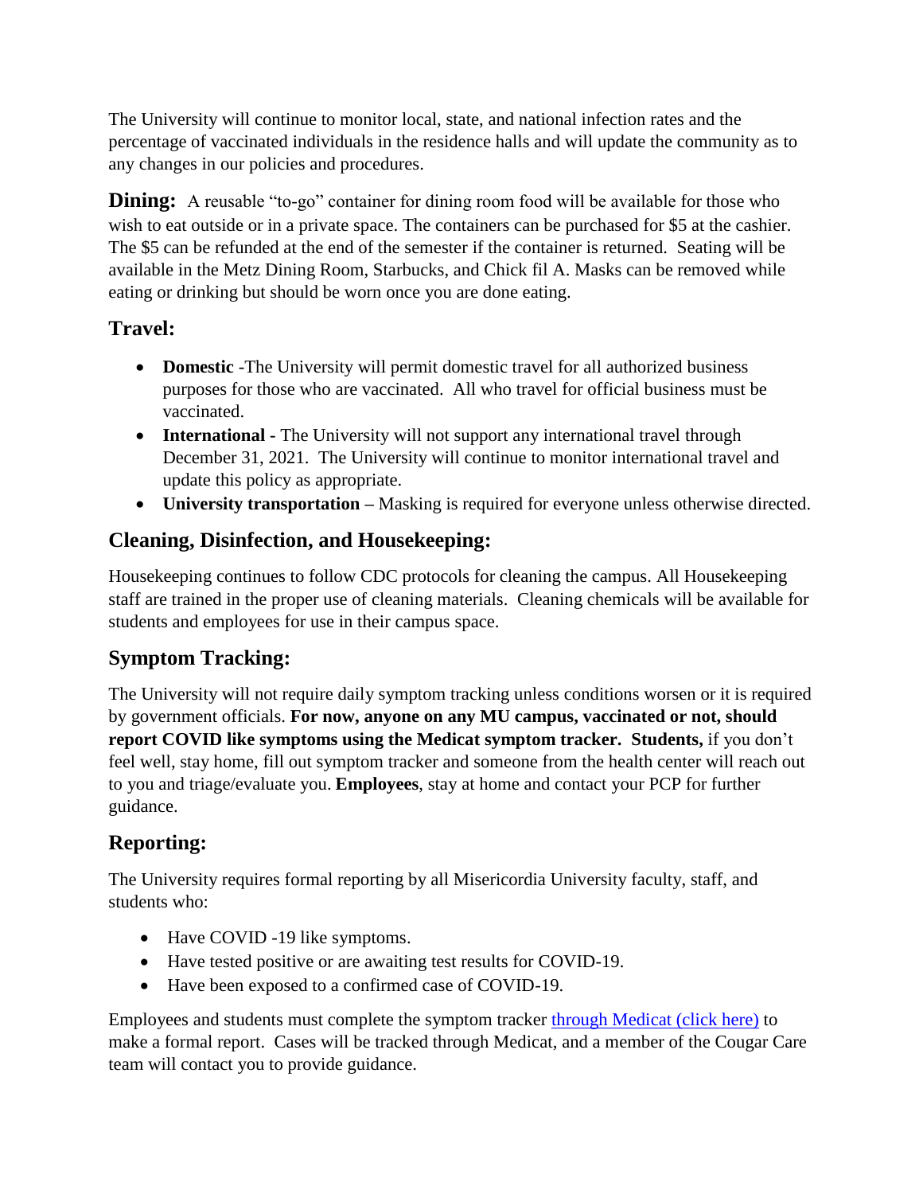The University will continue to monitor local, state, and national infection rates and the percentage of vaccinated individuals in the residence halls and will update the community as to any changes in our policies and procedures.

**Dining:** A reusable "to-go" container for dining room food will be available for those who wish to eat outside or in a private space. The containers can be purchased for $5 at the cashier. The $5 can be refunded at the end of the semester if the container is returned. Seating will be available in the Metz Dining Room, Starbucks, and Chick fil A. Masks can be removed while eating or drinking but should be worn once you are done eating.

## Travel:

- **Domestic** -The University will permit domestic travel for all authorized business purposes for those who are vaccinated. All who travel for official business must be vaccinated.
- **International -** The University will not support any international travel through December 31, 2021. The University will continue to monitor international travel and update this policy as appropriate.
- **University transportation –** Masking is required for everyone unless otherwise directed.

## Cleaning, Disinfection, and Housekeeping:

Housekeeping continues to follow CDC protocols for cleaning the campus. All Housekeeping staff are trained in the proper use of cleaning materials. Cleaning chemicals will be available for students and employees for use in their campus space.

## Symptom Tracking:

The University will not require daily symptom tracking unless conditions worsen or it is required by government officials. **For now, anyone on any MU campus, vaccinated or not, should report COVID like symptoms using the Medicat symptom tracker. Students,** if you don't feel well, stay home, fill out symptom tracker and someone from the health center will reach out to you and triage/evaluate you. **Employees**, stay at home and contact your PCP for further guidance.

## Reporting:

The University requires formal reporting by all Misericordia University faculty, staff, and students who:

- Have COVID -19 like symptoms.
- Have tested positive or are awaiting test results for COVID-19.
- Have been exposed to a confirmed case of COVID-19.

Employees and students must complete the symptom tracker through Medicat (click here) to make a formal report. Cases will be tracked through Medicat, and a member of the Cougar Care team will contact you to provide guidance.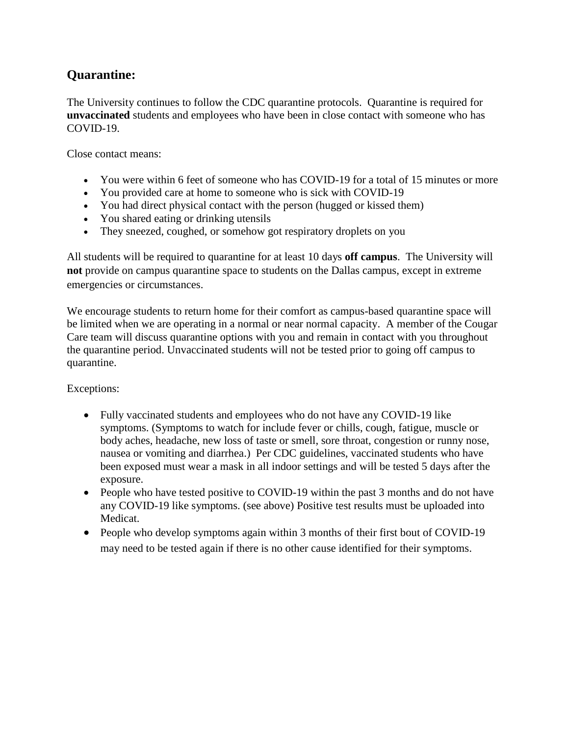## Quarantine:

The University continues to follow the CDC quarantine protocols. Quarantine is required for **unvaccinated** students and employees who have been in close contact with someone who has COVID-19.

Close contact means:

- You were within 6 feet of someone who has COVID-19 for a total of 15 minutes or more
- You provided care at home to someone who is sick with COVID-19
- You had direct physical contact with the person (hugged or kissed them)
- You shared eating or drinking utensils
- They sneezed, coughed, or somehow got respiratory droplets on you

All students will be required to quarantine for at least 10 days **off campus**. The University will **not** provide on campus quarantine space to students on the Dallas campus, except in extreme emergencies or circumstances.

We encourage students to return home for their comfort as campus-based quarantine space will be limited when we are operating in a normal or near normal capacity. A member of the Cougar Care team will discuss quarantine options with you and remain in contact with you throughout the quarantine period. Unvaccinated students will not be tested prior to going off campus to quarantine.

Exceptions:

- Fully vaccinated students and employees who do not have any COVID-19 like symptoms. (Symptoms to watch for include fever or chills, cough, fatigue, muscle or body aches, headache, new loss of taste or smell, sore throat, congestion or runny nose, nausea or vomiting and diarrhea.) Per CDC guidelines, vaccinated students who have been exposed must wear a mask in all indoor settings and will be tested 5 days after the exposure.
- People who have tested positive to COVID-19 within the past 3 months and do not have any COVID-19 like symptoms. (see above) Positive test results must be uploaded into Medicat.
- People who develop symptoms again within 3 months of their first bout of COVID-19 may need to be tested again if there is no other cause identified for their symptoms.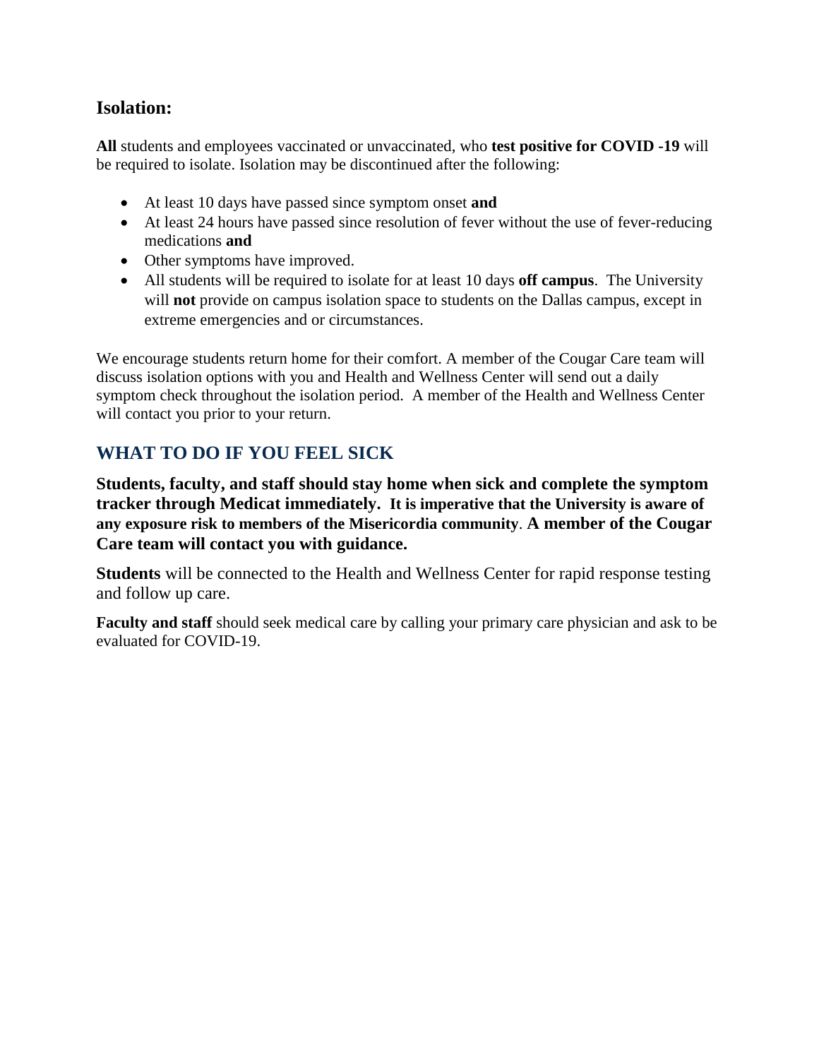## Isolation:

**All** students and employees vaccinated or unvaccinated, who **test positive for COVID -19** will be required to isolate. Isolation may be discontinued after the following:

- At least 10 days have passed since symptom onset **and**
- At least 24 hours have passed since resolution of fever without the use of fever-reducing medications **and**
- Other symptoms have improved.
- All students will be required to isolate for at least 10 days **off campus**. The University will **not** provide on campus isolation space to students on the Dallas campus, except in extreme emergencies and or circumstances.

We encourage students return home for their comfort. A member of the Cougar Care team will discuss isolation options with you and Health and Wellness Center will send out a daily symptom check throughout the isolation period. A member of the Health and Wellness Center will contact you prior to your return.

## WHAT TO DO IF YOU FEEL SICK

**Students, faculty, and staff should stay home when sick and complete the symptom tracker through Medicat immediately. It is imperative that the University is aware of any exposure risk to members of the Misericordia community. A member of the Cougar Care team will contact you with guidance.**

**Students** will be connected to the Health and Wellness Center for rapid response testing and follow up care.

**Faculty and staff** should seek medical care by calling your primary care physician and ask to be evaluated for COVID-19.